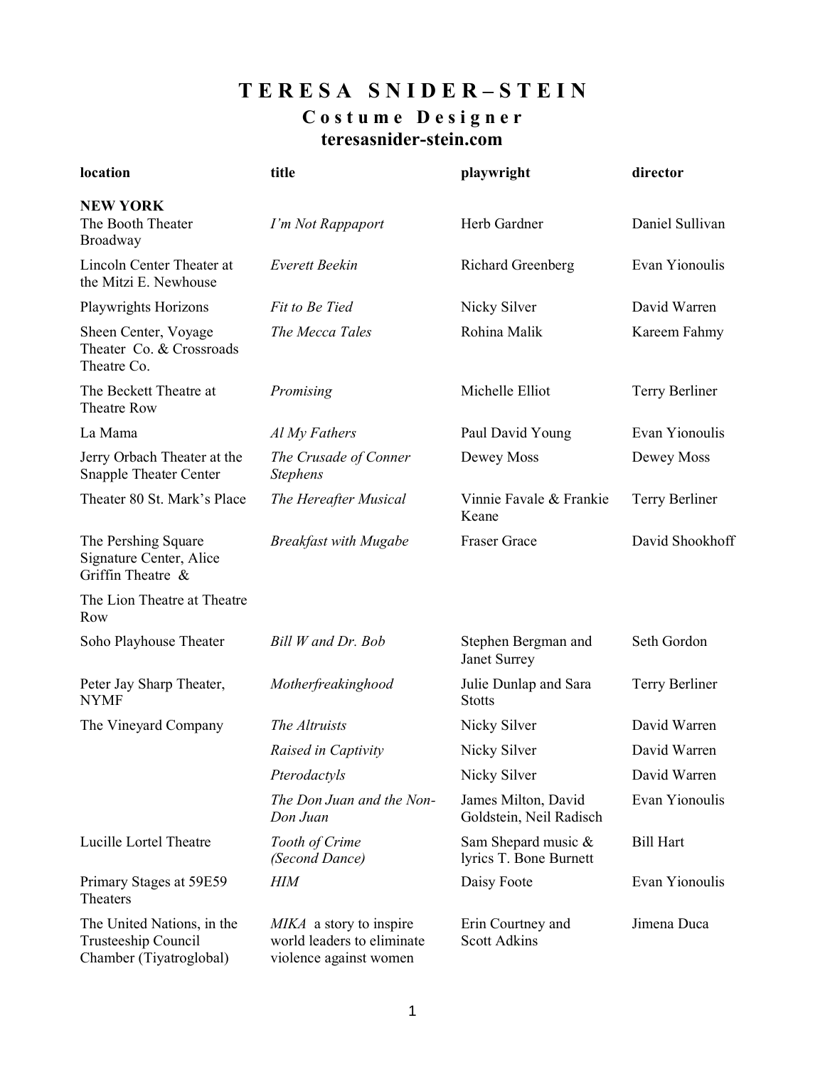# T E R E S A   S N I D E R – S T E I N

## C o s t u m e   D e s i g n e r

**teresasnider-stein.com**

| location | title | playwright | director |
|---|---|---|---|
| **NEW YORK** | | | |
| The Booth Theater Broadway | *I'm Not Rappaport* | Herb Gardner | Daniel Sullivan |
| Lincoln Center Theater at the Mitzi E. Newhouse | *Everett Beekin* | Richard Greenberg | Evan Yionoulis |
| Playwrights Horizons | *Fit to Be Tied* | Nicky Silver | David Warren |
| Sheen Center, Voyage Theater Co. & Crossroads Theatre Co. | *The Mecca Tales* | Rohina Malik | Kareem Fahmy |
| The Beckett Theatre at Theatre Row | *Promising* | Michelle Elliot | Terry Berliner |
| La Mama | *Al My Fathers* | Paul David Young | Evan Yionoulis |
| Jerry Orbach Theater at the Snapple Theater Center | *The Crusade of Conner Stephens* | Dewey Moss | Dewey Moss |
| Theater 80 St. Mark's Place | *The Hereafter Musical* | Vinnie Favale & Frankie Keane | Terry Berliner |
| The Pershing Square Signature Center, Alice Griffin Theatre & The Lion Theatre at Theatre Row | *Breakfast with Mugabe* | Fraser Grace | David Shookhoff |
| Soho Playhouse Theater | *Bill W and Dr. Bob* | Stephen Bergman and Janet Surrey | Seth Gordon |
| Peter Jay Sharp Theater, NYMF | *Motherfreakinghood* | Julie Dunlap and Sara Stotts | Terry Berliner |
| The Vineyard Company | *The Altruists* | Nicky Silver | David Warren |
| | *Raised in Captivity* | Nicky Silver | David Warren |
| | *Pterodactyls* | Nicky Silver | David Warren |
| | *The Don Juan and the Non-Don Juan* | James Milton, David Goldstein, Neil Radisch | Evan Yionoulis |
| Lucille Lortel Theatre | *Tooth of Crime (Second Dance)* | Sam Shepard music & lyrics T. Bone Burnett | Bill Hart |
| Primary Stages at 59E59 Theaters | *HIM* | Daisy Foote | Evan Yionoulis |
| The United Nations, in the Trusteeship Council Chamber (Tiyatroglobal) | *MIKA* a story to inspire world leaders to eliminate violence against women | Erin Courtney and Scott Adkins | Jimena Duca |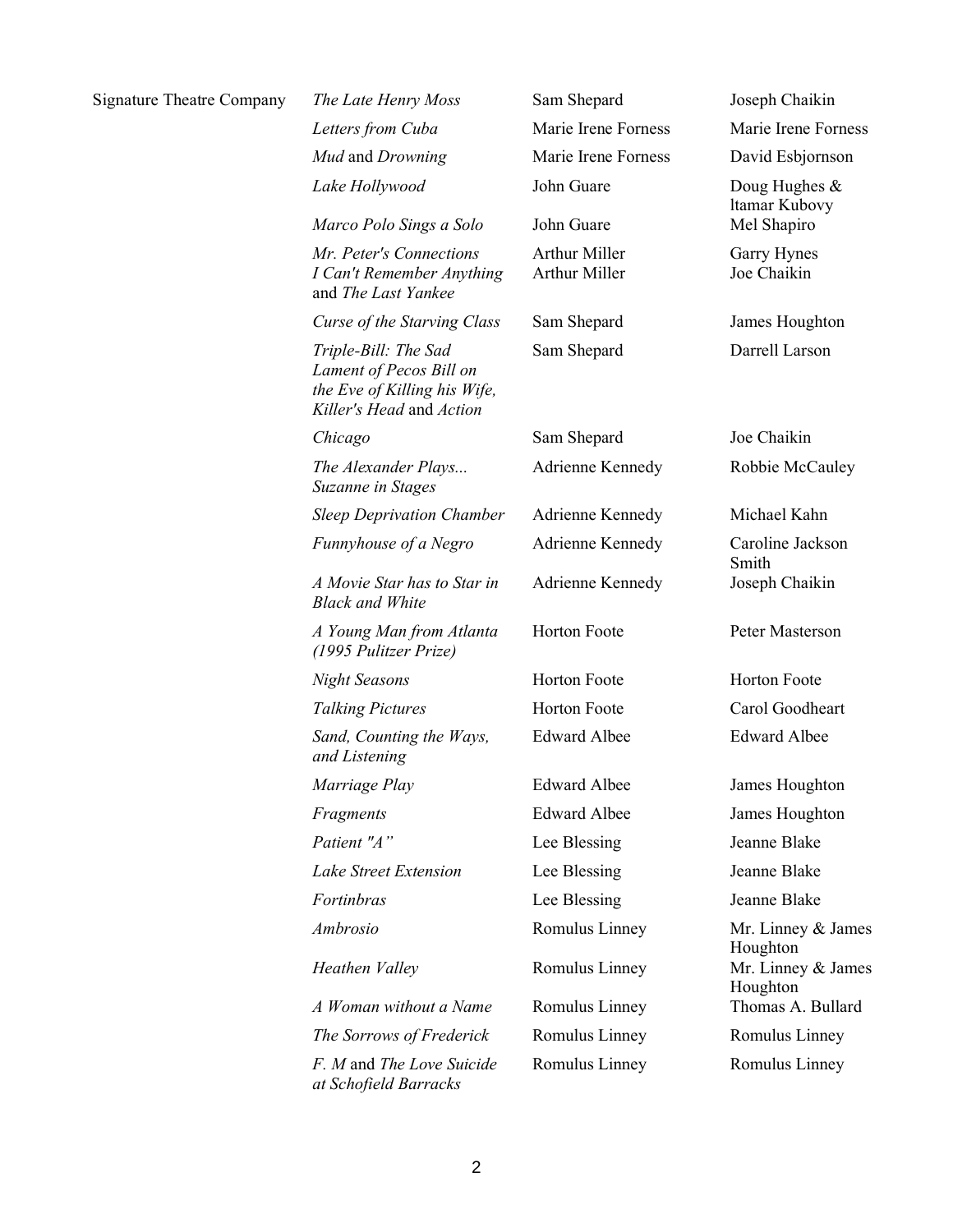| | | | |
|---|---|---|---|
| Signature Theatre Company | *The Late Henry Moss* | Sam Shepard | Joseph Chaikin |
| | *Letters from Cuba* | Marie Irene Forness | Marie Irene Forness |
| | *Mud* and *Drowning* | Marie Irene Forness | David Esbjornson |
| | *Lake Hollywood* | John Guare | Doug Hughes & ltamar Kubovy |
| | *Marco Polo Sings a Solo* | John Guare | Mel Shapiro |
| | *Mr. Peter's Connections* | Arthur Miller | Garry Hynes |
| | *I Can't Remember Anything* and *The Last Yankee* | Arthur Miller | Joe Chaikin |
| | *Curse of the Starving Class* | Sam Shepard | James Houghton |
| | *Triple-Bill: The Sad Lament of Pecos Bill on the Eve of Killing his Wife, Killer's Head* and *Action* | Sam Shepard | Darrell Larson |
| | *Chicago* | Sam Shepard | Joe Chaikin |
| | *The Alexander Plays... Suzanne in Stages* | Adrienne Kennedy | Robbie McCauley |
| | *Sleep Deprivation Chamber* | Adrienne Kennedy | Michael Kahn |
| | *Funnyhouse of a Negro* | Adrienne Kennedy | Caroline Jackson Smith |
| | *A Movie Star has to Star in Black and White* | Adrienne Kennedy | Joseph Chaikin |
| | *A Young Man from Atlanta (1995 Pulitzer Prize)* | Horton Foote | Peter Masterson |
| | *Night Seasons* | Horton Foote | Horton Foote |
| | *Talking Pictures* | Horton Foote | Carol Goodheart |
| | *Sand, Counting the Ways, and Listening* | Edward Albee | Edward Albee |
| | *Marriage Play* | Edward Albee | James Houghton |
| | *Fragments* | Edward Albee | James Houghton |
| | *Patient "A"* | Lee Blessing | Jeanne Blake |
| | *Lake Street Extension* | Lee Blessing | Jeanne Blake |
| | *Fortinbras* | Lee Blessing | Jeanne Blake |
| | *Ambrosio* | Romulus Linney | Mr. Linney & James Houghton |
| | *Heathen Valley* | Romulus Linney | Mr. Linney & James Houghton |
| | *A Woman without a Name* | Romulus Linney | Thomas A. Bullard |
| | *The Sorrows of Frederick* | Romulus Linney | Romulus Linney |
| | *F. M* and *The Love Suicide at Schofield Barracks* | Romulus Linney | Romulus Linney |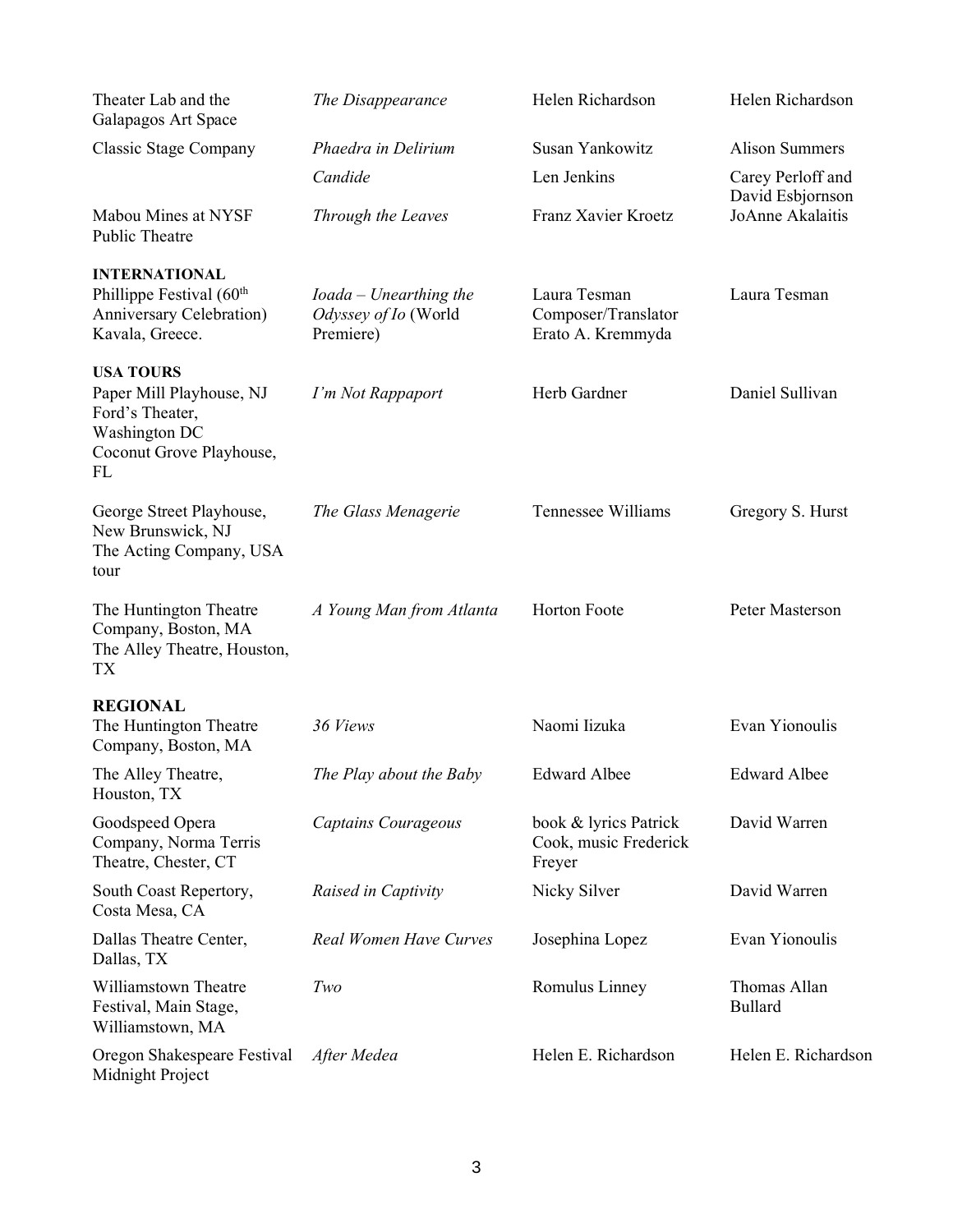| | | | |
|---|---|---|---|
| Theater Lab and the Galapagos Art Space | *The Disappearance* | Helen Richardson | Helen Richardson |
| Classic Stage Company | *Phaedra in Delirium* | Susan Yankowitz | Alison Summers |
| | *Candide* | Len Jenkins | Carey Perloff and David Esbjornson |
| Mabou Mines at NYSF Public Theatre | *Through the Leaves* | Franz Xavier Kroetz | JoAnne Akalaitis |
| **INTERNATIONAL** | | | |
| Phillippe Festival (60th Anniversary Celebration) Kavala, Greece. | *Ioada – Unearthing the Odyssey of Io* (World Premiere) | Laura Tesman Composer/Translator Erato A. Kremmyda | Laura Tesman |
| **USA TOURS** | | | |
| Paper Mill Playhouse, NJ Ford's Theater, Washington DC Coconut Grove Playhouse, FL | *I'm Not Rappaport* | Herb Gardner | Daniel Sullivan |
| George Street Playhouse, New Brunswick, NJ The Acting Company, USA tour | *The Glass Menagerie* | Tennessee Williams | Gregory S. Hurst |
| The Huntington Theatre Company, Boston, MA The Alley Theatre, Houston, TX | *A Young Man from Atlanta* | Horton Foote | Peter Masterson |
| **REGIONAL** | | | |
| The Huntington Theatre Company, Boston, MA | *36 Views* | Naomi Iizuka | Evan Yionoulis |
| The Alley Theatre, Houston, TX | *The Play about the Baby* | Edward Albee | Edward Albee |
| Goodspeed Opera Company, Norma Terris Theatre, Chester, CT | *Captains Courageous* | book & lyrics Patrick Cook, music Frederick Freyer | David Warren |
| South Coast Repertory, Costa Mesa, CA | *Raised in Captivity* | Nicky Silver | David Warren |
| Dallas Theatre Center, Dallas, TX | *Real Women Have Curves* | Josephina Lopez | Evan Yionoulis |
| Williamstown Theatre Festival, Main Stage, Williamstown, MA | *Two* | Romulus Linney | Thomas Allan Bullard |
| Oregon Shakespeare Festival Midnight Project | *After Medea* | Helen E. Richardson | Helen E. Richardson |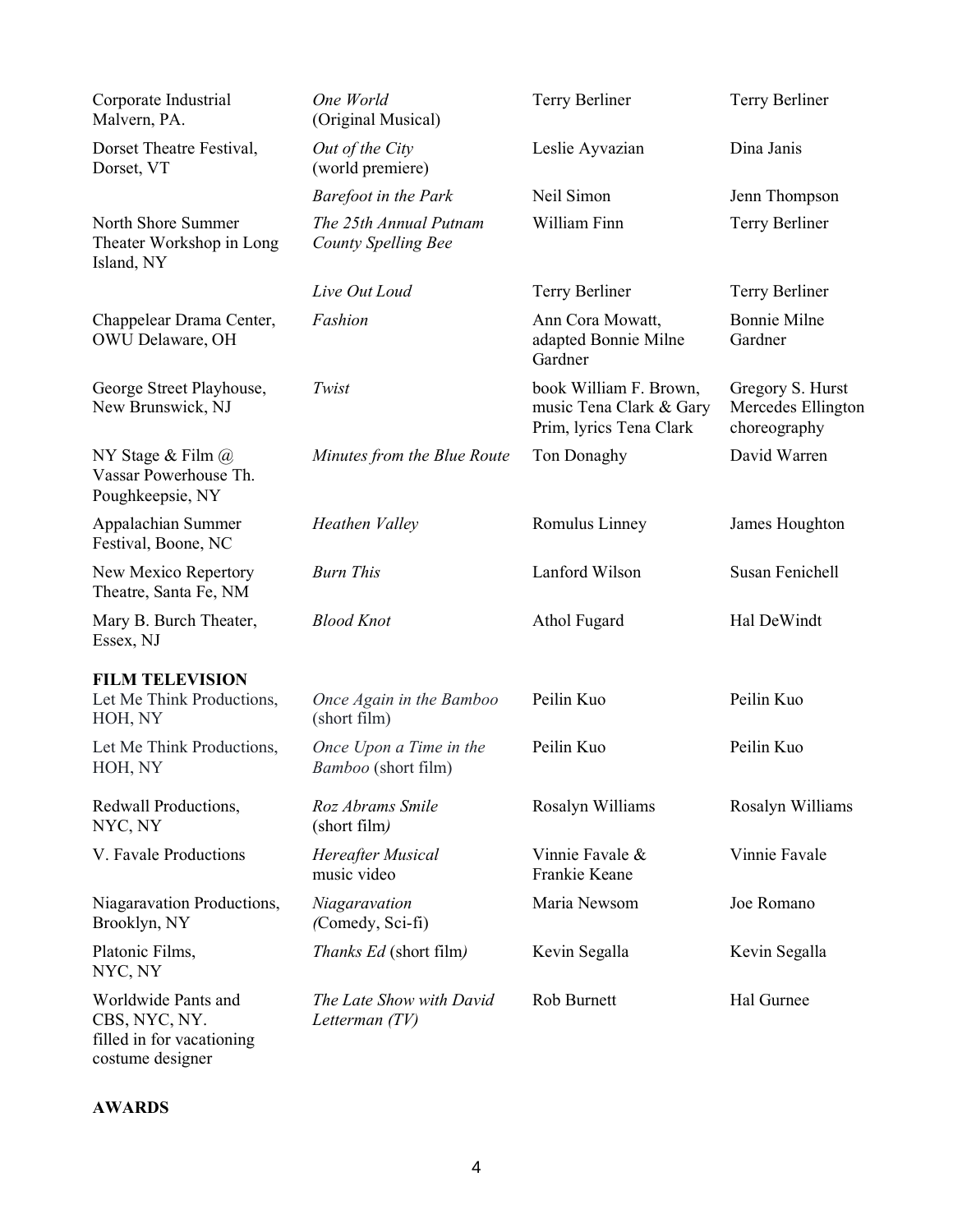| | | | |
|---|---|---|---|
| Corporate Industrial Malvern, PA. | *One World* (Original Musical) | Terry Berliner | Terry Berliner |
| Dorset Theatre Festival, Dorset, VT | *Out of the City* (world premiere) | Leslie Ayvazian | Dina Janis |
| | *Barefoot in the Park* | Neil Simon | Jenn Thompson |
| North Shore Summer Theater Workshop in Long Island, NY | *The 25th Annual Putnam County Spelling Bee* | William Finn | Terry Berliner |
| | *Live Out Loud* | Terry Berliner | Terry Berliner |
| Chappelear Drama Center, OWU Delaware, OH | *Fashion* | Ann Cora Mowatt, adapted Bonnie Milne Gardner | Bonnie Milne Gardner |
| George Street Playhouse, New Brunswick, NJ | *Twist* | book William F. Brown, music Tena Clark & Gary Prim, lyrics Tena Clark | Gregory S. Hurst Mercedes Ellington choreography |
| NY Stage & Film @ Vassar Powerhouse Th. Poughkeepsie, NY | *Minutes from the Blue Route* | Ton Donaghy | David Warren |
| Appalachian Summer Festival, Boone, NC | *Heathen Valley* | Romulus Linney | James Houghton |
| New Mexico Repertory Theatre, Santa Fe, NM | *Burn This* | Lanford Wilson | Susan Fenichell |
| Mary B. Burch Theater, Essex, NJ | *Blood Knot* | Athol Fugard | Hal DeWindt |

**FILM TELEVISION**

| | | | |
|---|---|---|---|
| Let Me Think Productions, HOH, NY | *Once Again in the Bamboo* (short film) | Peilin Kuo | Peilin Kuo |
| Let Me Think Productions, HOH, NY | *Once Upon a Time in the Bamboo* (short film) | Peilin Kuo | Peilin Kuo |
| Redwall Productions, NYC, NY | *Roz Abrams Smile* (short film) | Rosalyn Williams | Rosalyn Williams |
| V. Favale Productions | *Hereafter Musical* music video | Vinnie Favale & Frankie Keane | Vinnie Favale |
| Niagaravation Productions, Brooklyn, NY | *Niagaravation* (Comedy, Sci-fi) | Maria Newsom | Joe Romano |
| Platonic Films, NYC, NY | *Thanks Ed* (short film) | Kevin Segalla | Kevin Segalla |
| Worldwide Pants and CBS, NYC, NY. filled in for vacationing costume designer | *The Late Show with David Letterman (TV)* | Rob Burnett | Hal Gurnee |

**AWARDS**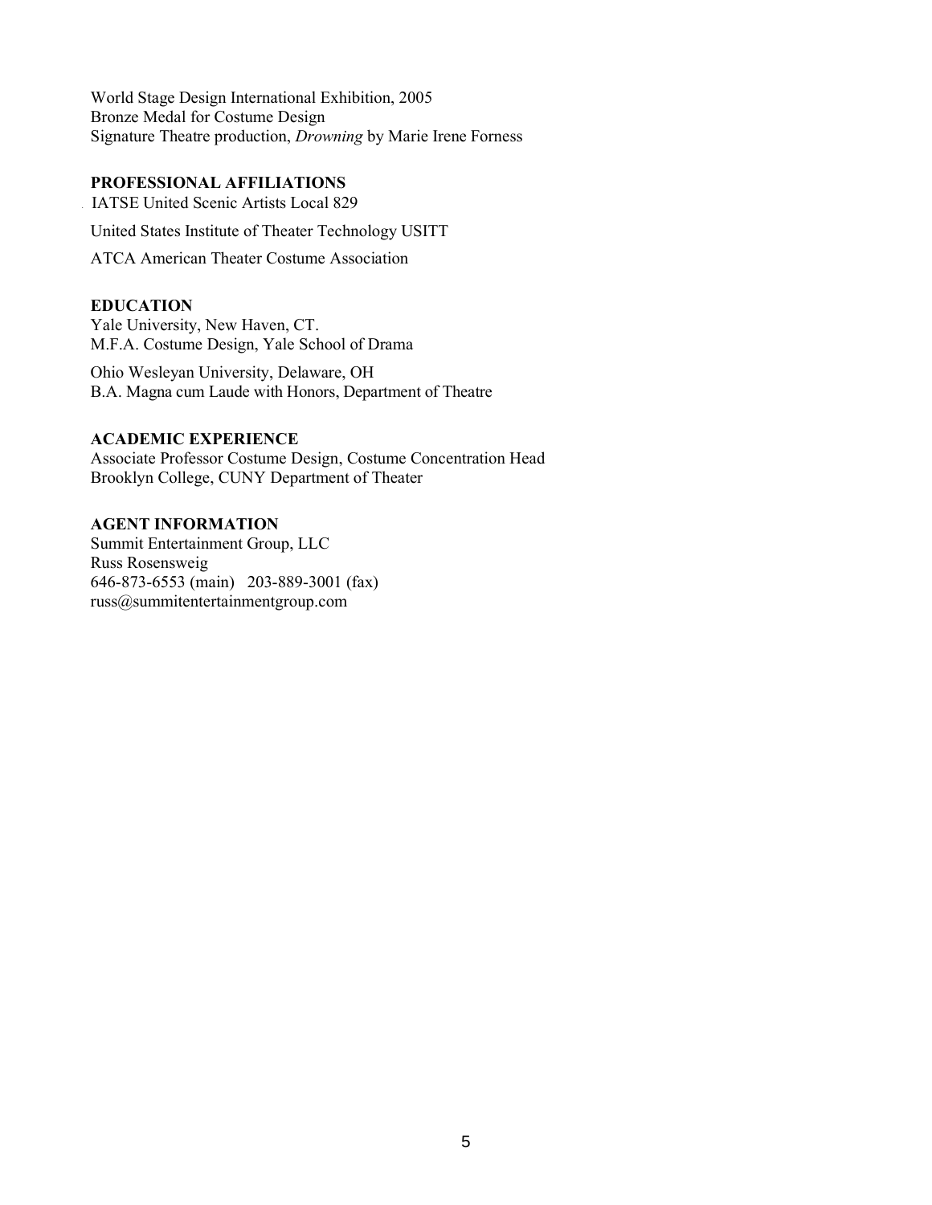World Stage Design International Exhibition, 2005
Bronze Medal for Costume Design
Signature Theatre production, *Drowning* by Marie Irene Forness

**PROFESSIONAL AFFILIATIONS**

IATSE United Scenic Artists Local 829

United States Institute of Theater Technology USITT

ATCA American Theater Costume Association

**EDUCATION**

Yale University, New Haven, CT.
M.F.A. Costume Design, Yale School of Drama

Ohio Wesleyan University, Delaware, OH
B.A. Magna cum Laude with Honors, Department of Theatre

**ACADEMIC EXPERIENCE**

Associate Professor Costume Design, Costume Concentration Head
Brooklyn College, CUNY Department of Theater

**AGENT INFORMATION**

Summit Entertainment Group, LLC
Russ Rosensweig
646-873-6553 (main) 203-889-3001 (fax)
russ@summitentertainmentgroup.com